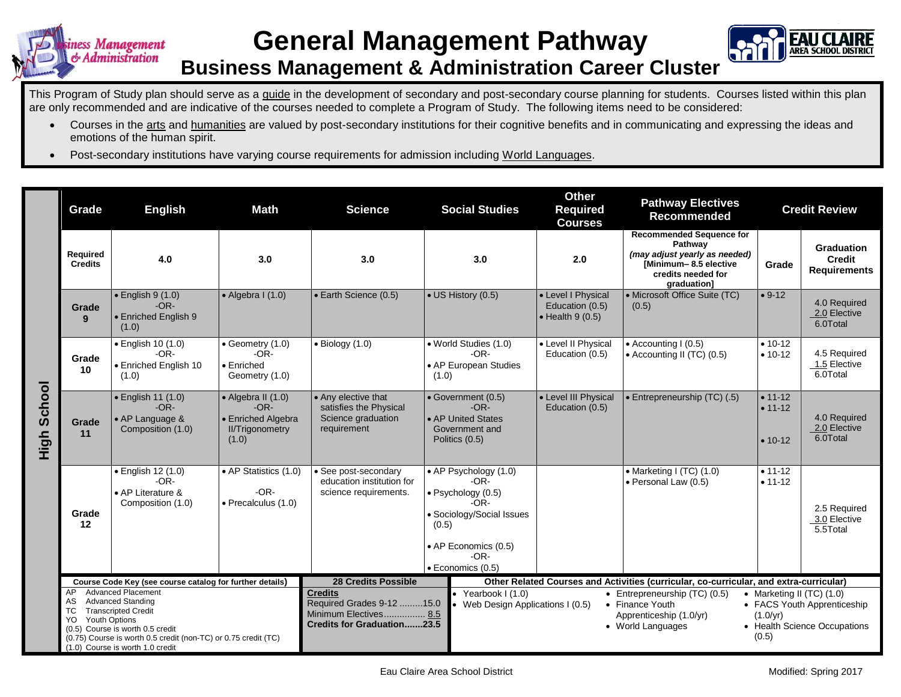# General Management Pathway

## Business Management & Administration Career Cluster

This Program of Study plan should serve as a guide in the development of secondary and post-secondary course planning for students. Courses listed within this plan are only recommended and are indicative of the courses needed to complete a Program of Study. The following items need to be considered:

- Courses in the arts and humanities are valued by post-secondary institutions for their cognitive benefits and in communicating and expressing the ideas and emotions of the human spirit.
- Post-secondary institutions have varying course requirements for admission including World Languages.

**High School**

| Grade | English | Math | Science | Social Studies | Other Required Courses | Pathway Electives Recommended | Credit Review: Grade | Credit Review: Graduation Credit Requirements |
|---|---|---|---|---|---|---|---|---|
| Required Credits | 4.0 | 3.0 | 3.0 | 3.0 | 2.0 | Recommended Sequence for Pathway *(may adjust yearly as needed)* [Minimum– 8.5 elective credits needed for graduation] | Grade | Graduation Credit Requirements |
| Grade 9 | • English 9 (1.0) -OR- • Enriched English 9 (1.0) | • Algebra I (1.0) | • Earth Science (0.5) | • US History (0.5) | • Level I Physical Education (0.5) • Health 9 (0.5) | • Microsoft Office Suite (TC) (0.5) | • 9-12 | 4.0 Required 2.0 Elective 6.0Total |
| Grade 10 | • English 10 (1.0) -OR- • Enriched English 10 (1.0) | • Geometry (1.0) -OR- • Enriched Geometry (1.0) | • Biology (1.0) | • World Studies (1.0) -OR- • AP European Studies (1.0) | • Level II Physical Education (0.5) | • Accounting I (0.5) • Accounting II (TC) (0.5) | • 10-12 • 10-12 | 4.5 Required 1.5 Elective 6.0Total |
| Grade 11 | • English 11 (1.0) -OR- • AP Language & Composition (1.0) | • Algebra II (1.0) -OR- • Enriched Algebra II/Trigonometry (1.0) | • Any elective that satisfies the Physical Science graduation requirement | • Government (0.5) -OR- • AP United States Government and Politics (0.5) | • Level III Physical Education (0.5) | • Entrepreneurship (TC) (.5) | • 11-12 • 11-12 • 10-12 | 4.0 Required 2.0 Elective 6.0Total |
| Grade 12 | • English 12 (1.0) -OR- • AP Literature & Composition (1.0) | • AP Statistics (1.0) -OR- • Precalculus (1.0) | • See post-secondary education institution for science requirements. | • AP Psychology (1.0) -OR- • Psychology (0.5) -OR- • Sociology/Social Issues (0.5) • AP Economics (0.5) -OR- • Economics (0.5) | | • Marketing I (TC) (1.0) • Personal Law (0.5) | • 11-12 • 11-12 | 2.5 Required 3.0 Elective 5.5Total |

**Course Code Key (see course catalog for further details)**

- AP Advanced Placement
- AS Advanced Standing
- TC Transcripted Credit
- YO Youth Options
- (0.5) Course is worth 0.5 credit
- (0.75) Course is worth 0.5 credit (non-TC) or 0.75 credit (TC)
- (1.0) Course is worth 1.0 credit

**28 Credits Possible**

**Credits**
Required Grades 9-12 .........15.0
Minimum Electives................ 8.5
**Credits for Graduation.......23.5**

**Other Related Courses and Activities (curricular, co-curricular, and extra-curricular)**

- Yearbook I (1.0)
- Web Design Applications I (0.5)
- Entrepreneurship (TC) (0.5)
- Finance Youth Apprenticeship (1.0/yr)
- World Languages
- Marketing II (TC) (1.0)
- FACS Youth Apprenticeship (1.0/yr)
- Health Science Occupations (0.5)

Eau Claire Area School District

Modified: Spring 2017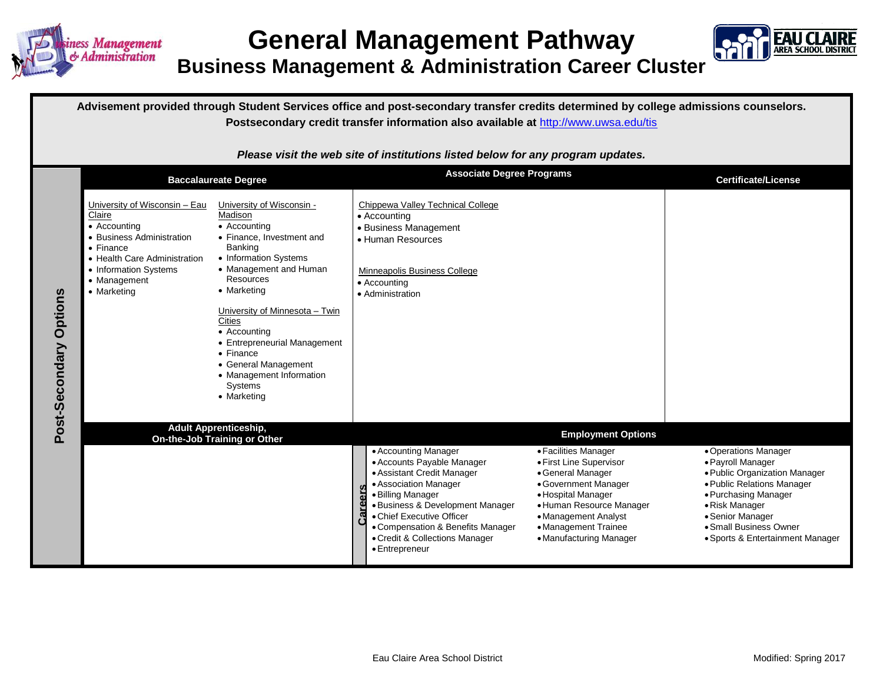# General Management Pathway

## Business Management & Administration Career Cluster

**Advisement provided through Student Services office and post-secondary transfer credits determined by college admissions counselors.**
**Postsecondary credit transfer information also available at http://www.uwsa.edu/tis**

***Please visit the web site of institutions listed below for any program updates.***

### Post-Secondary Options

| Baccalaureate Degree | | Associate Degree Programs | Certificate/License |
|---|---|---|---|
| University of Wisconsin – Eau Claire<br>• Accounting<br>• Business Administration<br>• Finance<br>• Health Care Administration<br>• Information Systems<br>• Management<br>• Marketing | University of Wisconsin - Madison<br>• Accounting<br>• Finance, Investment and Banking<br>• Information Systems<br>• Management and Human Resources<br>• Marketing<br><br>University of Minnesota – Twin Cities<br>• Accounting<br>• Entrepreneurial Management<br>• Finance<br>• General Management<br>• Management Information Systems<br>• Marketing | Chippewa Valley Technical College<br>• Accounting<br>• Business Management<br>• Human Resources<br><br>Minneapolis Business College<br>• Accounting<br>• Administration | |

| Adult Apprenticeship, On-the-Job Training or Other | Employment Options | | |
|---|---|---|---|
| | **Careers**<br>• Accounting Manager<br>• Accounts Payable Manager<br>• Assistant Credit Manager<br>• Association Manager<br>• Billing Manager<br>• Business & Development Manager<br>• Chief Executive Officer<br>• Compensation & Benefits Manager<br>• Credit & Collections Manager<br>• Entrepreneur | • Facilities Manager<br>• First Line Supervisor<br>• General Manager<br>• Government Manager<br>• Hospital Manager<br>• Human Resource Manager<br>• Management Analyst<br>• Management Trainee<br>• Manufacturing Manager | • Operations Manager<br>• Payroll Manager<br>• Public Organization Manager<br>• Public Relations Manager<br>• Purchasing Manager<br>• Risk Manager<br>• Senior Manager<br>• Small Business Owner<br>• Sports & Entertainment Manager |

Eau Claire Area School District

Modified: Spring 2017